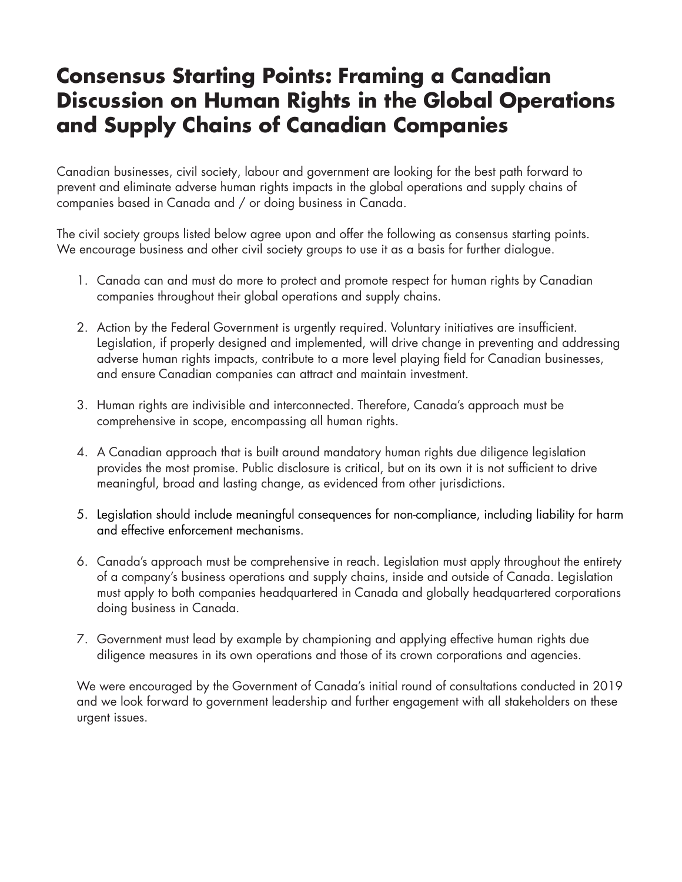# Consensus Starting Points: Framing a Canadian Discussion on Human Rights in the Global Operations and Supply Chains of Canadian Companies

Canadian businesses, civil society, labour and government are looking for the best path forward to prevent and eliminate adverse human rights impacts in the global operations and supply chains of companies based in Canada and / or doing business in Canada.

The civil society groups listed below agree upon and offer the following as consensus starting points. We encourage business and other civil society groups to use it as a basis for further dialogue.

1. Canada can and must do more to protect and promote respect for human rights by Canadian companies throughout their global operations and supply chains.

2. Action by the Federal Government is urgently required. Voluntary initiatives are insufficient. Legislation, if properly designed and implemented, will drive change in preventing and addressing adverse human rights impacts, contribute to a more level playing field for Canadian businesses, and ensure Canadian companies can attract and maintain investment.

3. Human rights are indivisible and interconnected. Therefore, Canada's approach must be comprehensive in scope, encompassing all human rights.

4. A Canadian approach that is built around mandatory human rights due diligence legislation provides the most promise. Public disclosure is critical, but on its own it is not sufficient to drive meaningful, broad and lasting change, as evidenced from other jurisdictions.

5. Legislation should include meaningful consequences for non-compliance, including liability for harm and effective enforcement mechanisms.

6. Canada's approach must be comprehensive in reach. Legislation must apply throughout the entirety of a company's business operations and supply chains, inside and outside of Canada. Legislation must apply to both companies headquartered in Canada and globally headquartered corporations doing business in Canada.

7. Government must lead by example by championing and applying effective human rights due diligence measures in its own operations and those of its crown corporations and agencies.

We were encouraged by the Government of Canada's initial round of consultations conducted in 2019 and we look forward to government leadership and further engagement with all stakeholders on these urgent issues.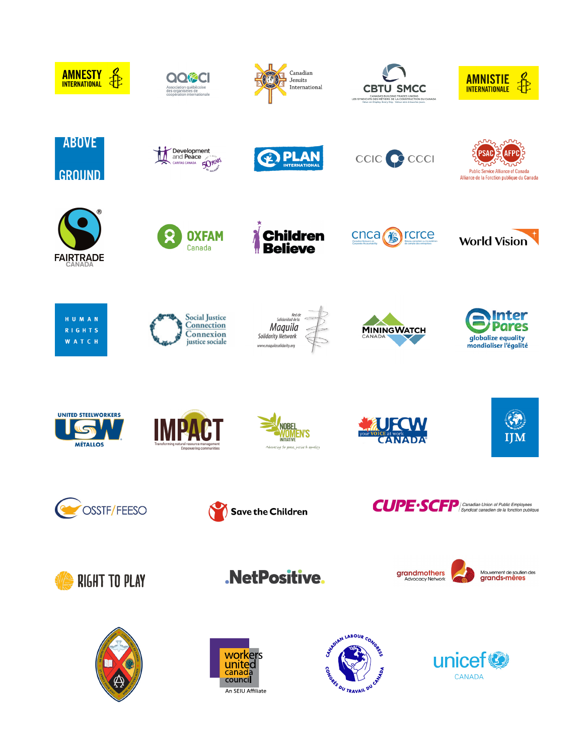AMNESTY INTERNATIONAL

aqoci
Association québécoise des organismes de coopération internationale

Canadian Jesuits International

CBTU SMCC
CANADA'S BUILDING TRADES UNIONS
LES SYNDICATS DES MÉTIERS DE LA CONSTRUCTION DU CANADA

AMNISTIE INTERNATIONALE

ABOVE GROUND

Development and Peace
CARITAS CANADA
50 YEARS

PLAN INTERNATIONAL

CCIC CCCI

PSAC AFPC
Public Service Alliance of Canada
Alliance de la Fonction publique du Canada

FAIRTRADE CANADA

OXFAM Canada

Children Believe

cnca rcrce
Canadian Network on Corporate Accountability
Réseau canadien sur la reddition de compte des entreprises

World Vision

HUMAN RIGHTS WATCH

Social Justice Connection
Connexion justice sociale

Red de Solidaridad de la Maquila
Maquila Solidarity Network
www.maquilasolidarity.org

MININGWATCH CANADA

Inter Pares
globalize equality
mondialiser l'égalité

UNITED STEELWORKERS
USW
MÉTALLOS

IMPACT
Transforming natural resource management
Empowering communities

NOBEL WOMEN'S INITIATIVE
Advocating for peace, justice & equality

UFCW CANADA
your VOICE at work

IJM

OSSTF/FEESO

Save the Children

CUPE·SCFP
Canadian Union of Public Employees
Syndicat canadien de la fonction publique

RIGHT TO PLAY

.NetPositive.

grandmothers Advocacy Network
Mouvement de soutien des grands-mères

workers united canada council
An SEIU Affiliate

CANADIAN LABOUR CONGRESS
CONGRÈS DU TRAVAIL DU CANADA

unicef
CANADA